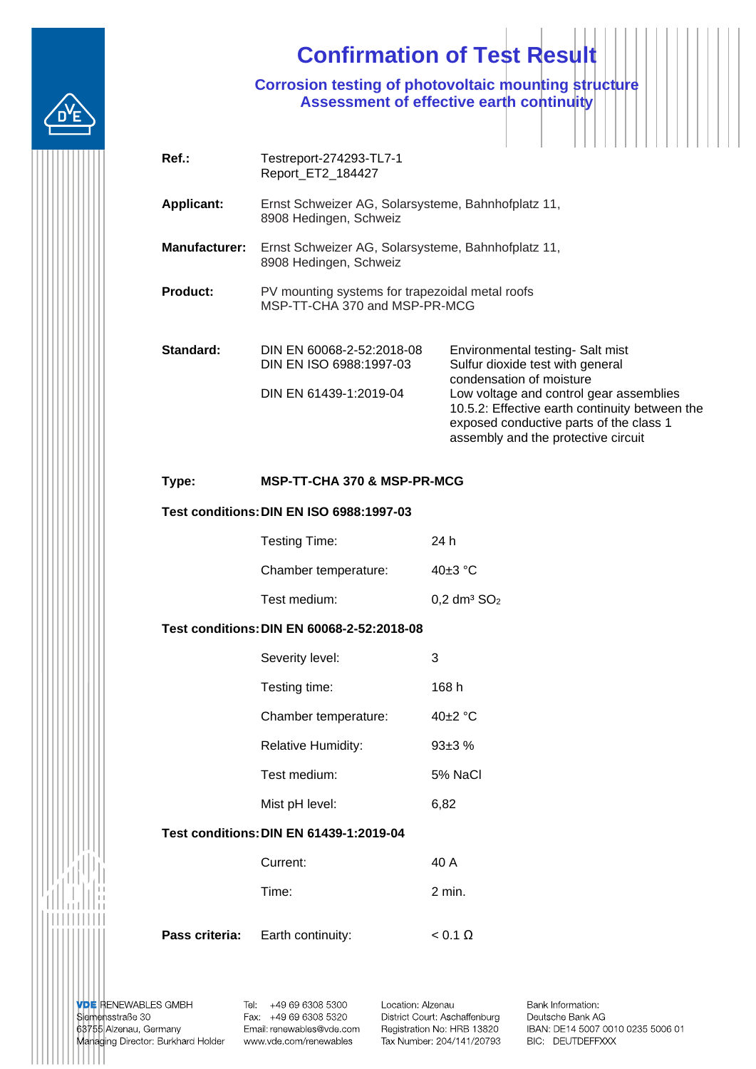# Confirmation of Test Result

## Corrosion testing of photovoltaic mounting structure
## Assessment of effective earth continuity

| | | |
|---|---|---|
| **Ref.:** | Testreport-274293-TL7-1<br>Report_ET2_184427 | |
| **Applicant:** | Ernst Schweizer AG, Solarsysteme, Bahnhofplatz 11, 8908 Hedingen, Schweiz | |
| **Manufacturer:** | Ernst Schweizer AG, Solarsysteme, Bahnhofplatz 11, 8908 Hedingen, Schweiz | |
| **Product:** | PV mounting systems for trapezoidal metal roofs<br>MSP-TT-CHA 370 and MSP-PR-MCG | |
| **Standard:** | DIN EN 60068-2-52:2018-08<br>DIN EN ISO 6988:1997-03 | Environmental testing- Salt mist<br>Sulfur dioxide test with general condensation of moisture |
| | DIN EN 61439-1:2019-04 | Low voltage and control gear assemblies<br>10.5.2: Effective earth continuity between the exposed conductive parts of the class 1 assembly and the protective circuit |
| **Type:** | **MSP-TT-CHA 370 & MSP-PR-MCG** | |
| **Test conditions:** | **DIN EN ISO 6988:1997-03** | |
| | Testing Time: | 24 h |
| | Chamber temperature: | 40±3 °C |
| | Test medium: | 0,2 dm³ $SO_2$ |
| **Test conditions:** | **DIN EN 60068-2-52:2018-08** | |
| | Severity level: | 3 |
| | Testing time: | 168 h |
| | Chamber temperature: | 40±2 °C |
| | Relative Humidity: | 93±3 % |
| | Test medium: | 5% NaCl |
| | Mist pH level: | 6,82 |
| **Test conditions:** | **DIN EN 61439-1:2019-04** | |
| | Current: | 40 A |
| | Time: | 2 min. |
| **Pass criteria:** | Earth continuity: | < 0.1 Ω |

**VDE** RENEWABLES GMBH
Siemensstraße 30
63755 Alzenau, Germany
Managing Director: Burkhard Holder

Tel: +49 69 6308 5300
Fax: +49 69 6308 5320
Email: renewables@vde.com
www.vde.com/renewables

Location: Alzenau
District Court: Aschaffenburg
Registration No: HRB 13820
Tax Number: 204/141/20793

Bank Information:
Deutsche Bank AG
IBAN: DE14 5007 0010 0235 5006 01
BIC: DEUTDEFFXXX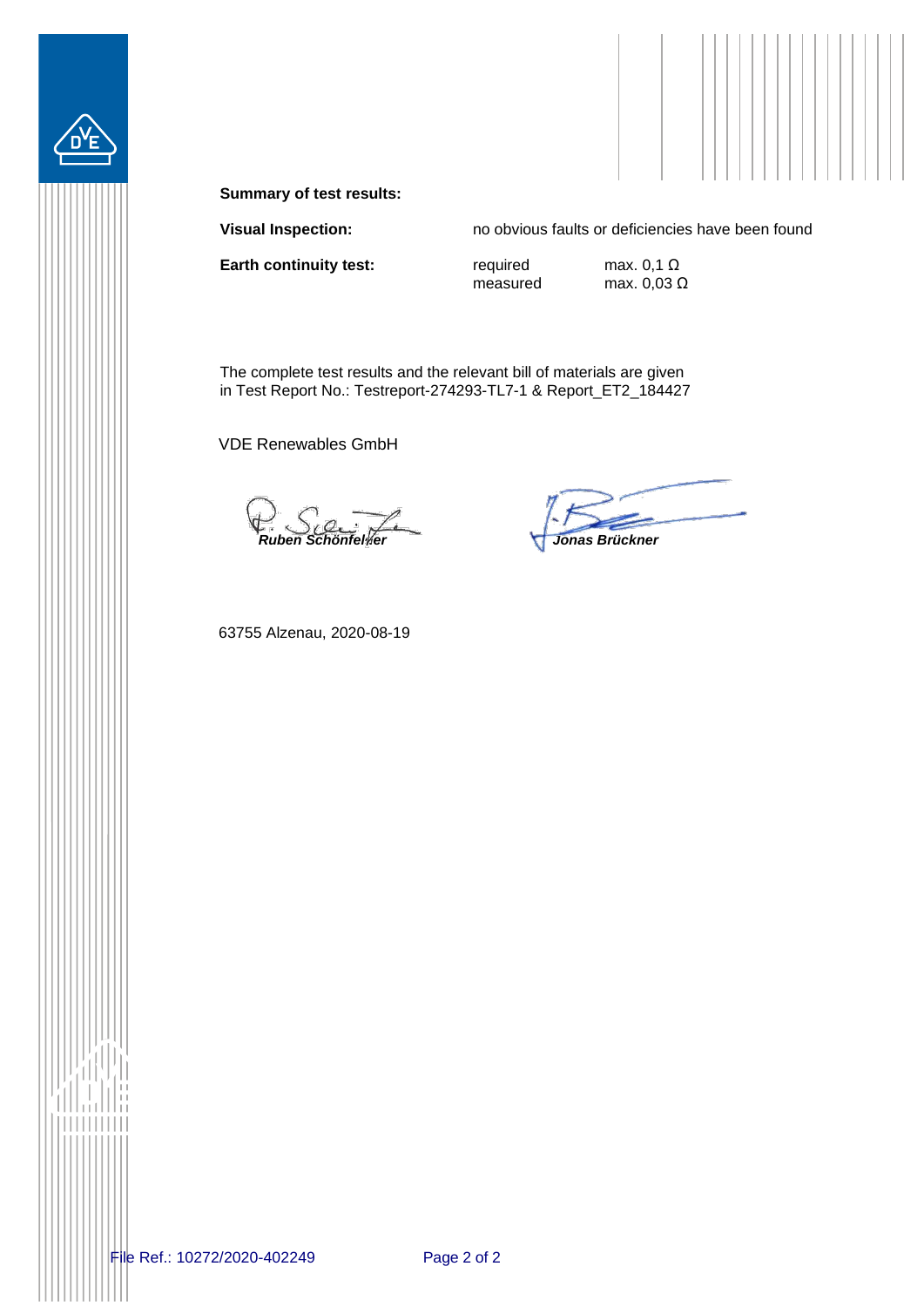**Summary of test results:**

| | | |
|---|---|---|
| **Visual Inspection:** | no obvious faults or deficiencies have been found | |
| **Earth continuity test:** | required | max. 0,1 Ω |
| | measured | max. 0,03 Ω |

The complete test results and the relevant bill of materials are given in Test Report No.: Testreport-274293-TL7-1 & Report_ET2_184427

VDE Renewables GmbH

***Ruben Schönfelder*** ***Jonas Brückner***

63755 Alzenau, 2020-08-19

File Ref.: 10272/2020-402249